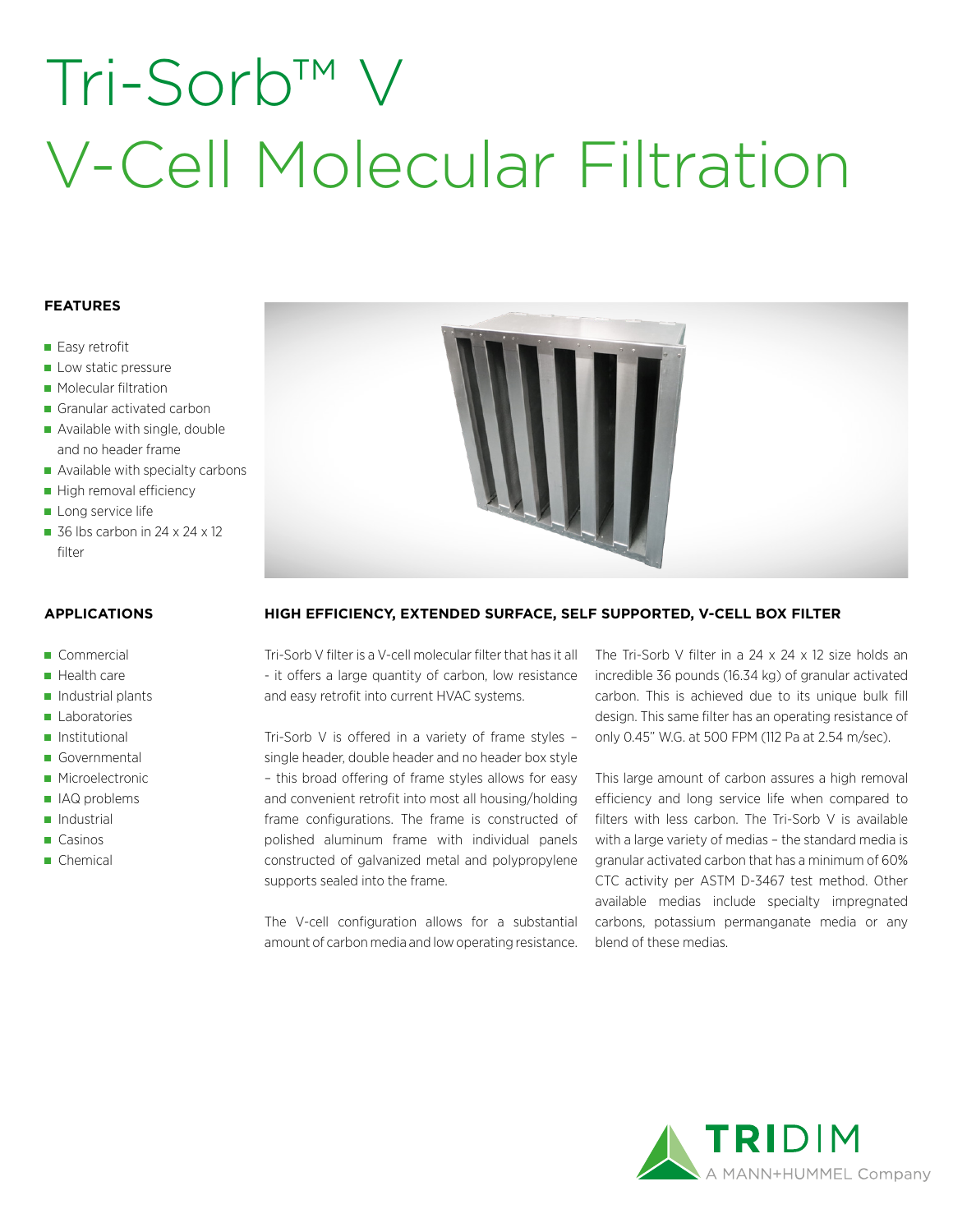# Tri-Sorb™ V
# V-Cell Molecular Filtration

### FEATURES

- Easy retrofit
- Low static pressure
- Molecular filtration
- Granular activated carbon
- Available with single, double and no header frame
- Available with specialty carbons
- High removal efficiency
- Long service life
- 36 lbs carbon in 24 x 24 x 12 filter

### APPLICATIONS

- Commercial
- Health care
- Industrial plants
- Laboratories
- Institutional
- Governmental
- Microelectronic
- IAQ problems
- Industrial
- Casinos
- Chemical

### HIGH EFFICIENCY, EXTENDED SURFACE, SELF SUPPORTED, V-CELL BOX FILTER

Tri-Sorb V filter is a V-cell molecular filter that has it all - it offers a large quantity of carbon, low resistance and easy retrofit into current HVAC systems.

Tri-Sorb V is offered in a variety of frame styles – single header, double header and no header box style – this broad offering of frame styles allows for easy and convenient retrofit into most all housing/holding frame configurations. The frame is constructed of polished aluminum frame with individual panels constructed of galvanized metal and polypropylene supports sealed into the frame.

The V-cell configuration allows for a substantial amount of carbon media and low operating resistance.

The Tri-Sorb V filter in a 24 x 24 x 12 size holds an incredible 36 pounds (16.34 kg) of granular activated carbon. This is achieved due to its unique bulk fill design. This same filter has an operating resistance of only 0.45" W.G. at 500 FPM (112 Pa at 2.54 m/sec).

This large amount of carbon assures a high removal efficiency and long service life when compared to filters with less carbon. The Tri-Sorb V is available with a large variety of medias – the standard media is granular activated carbon that has a minimum of 60% CTC activity per ASTM D-3467 test method. Other available medias include specialty impregnated carbons, potassium permanganate media or any blend of these medias.

TRIDIM
A MANN+HUMMEL Company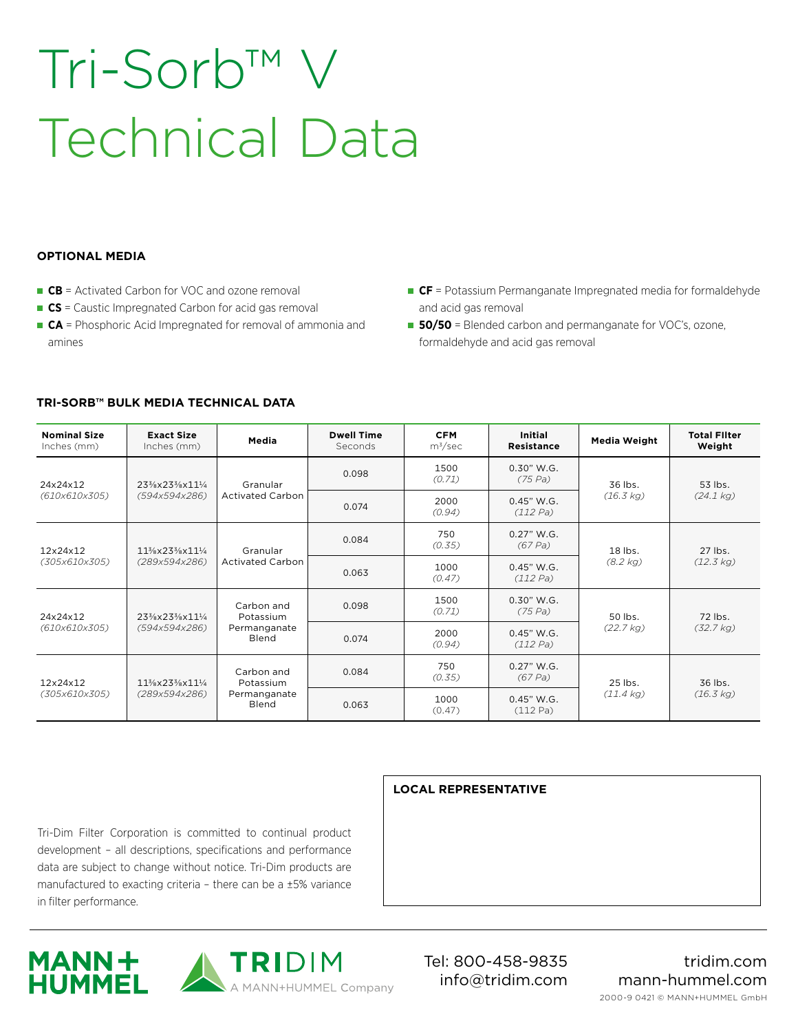# Tri-Sorb™ V Technical Data

### OPTIONAL MEDIA

- **CB** = Activated Carbon for VOC and ozone removal
- **CS** = Caustic Impregnated Carbon for acid gas removal
- **CA** = Phosphoric Acid Impregnated for removal of ammonia and amines
- **CF** = Potassium Permanganate Impregnated media for formaldehyde and acid gas removal
- **50/50** = Blended carbon and permanganate for VOC's, ozone, formaldehyde and acid gas removal

### TRI-SORB™ BULK MEDIA TECHNICAL DATA

| Nominal Size Inches (mm) | Exact Size Inches (mm) | Media | Dwell Time Seconds | CFM m³/sec | Initial Resistance | Media Weight | Total Filter Weight |
|---|---|---|---|---|---|---|---|
| 24x24x12 *(610x610x305)* | 23⅜x23⅜x11¼ *(594x594x286)* | Granular Activated Carbon | 0.098 | 1500 *(0.71)* | 0.30" W.G. *(75 Pa)* | 36 lbs. *(16.3 kg)* | 53 lbs. *(24.1 kg)* |
| | | | 0.074 | 2000 *(0.94)* | 0.45" W.G. *(112 Pa)* | | |
| 12x24x12 *(305x610x305)* | 11⅜x23⅜x11¼ *(289x594x286)* | Granular Activated Carbon | 0.084 | 750 *(0.35)* | 0.27" W.G. *(67 Pa)* | 18 lbs. *(8.2 kg)* | 27 lbs. *(12.3 kg)* |
| | | | 0.063 | 1000 *(0.47)* | 0.45" W.G. *(112 Pa)* | | |
| 24x24x12 *(610x610x305)* | 23⅜x23⅜x11¼ *(594x594x286)* | Carbon and Potassium Permanganate Blend | 0.098 | 1500 *(0.71)* | 0.30" W.G. *(75 Pa)* | 50 lbs. *(22.7 kg)* | 72 lbs. *(32.7 kg)* |
| | | | 0.074 | 2000 *(0.94)* | 0.45" W.G. *(112 Pa)* | | |
| 12x24x12 *(305x610x305)* | 11⅜x23⅜x11¼ *(289x594x286)* | Carbon and Potassium Permanganate Blend | 0.084 | 750 *(0.35)* | 0.27" W.G. *(67 Pa)* | 25 lbs. *(11.4 kg)* | 36 lbs. *(16.3 kg)* |
| | | | 0.063 | 1000 (0.47) | 0.45" W.G. (112 Pa) | | |

Tri-Dim Filter Corporation is committed to continual product development – all descriptions, specifications and performance data are subject to change without notice. Tri-Dim products are manufactured to exacting criteria – there can be a ±5% variance in filter performance.

**LOCAL REPRESENTATIVE**

MANN+HUMMEL

TRIDIM A MANN+HUMMEL Company

Tel: 800-458-9835
info@tridim.com

tridim.com
mann-hummel.com

2000-9 0421 © MANN+HUMMEL GmbH